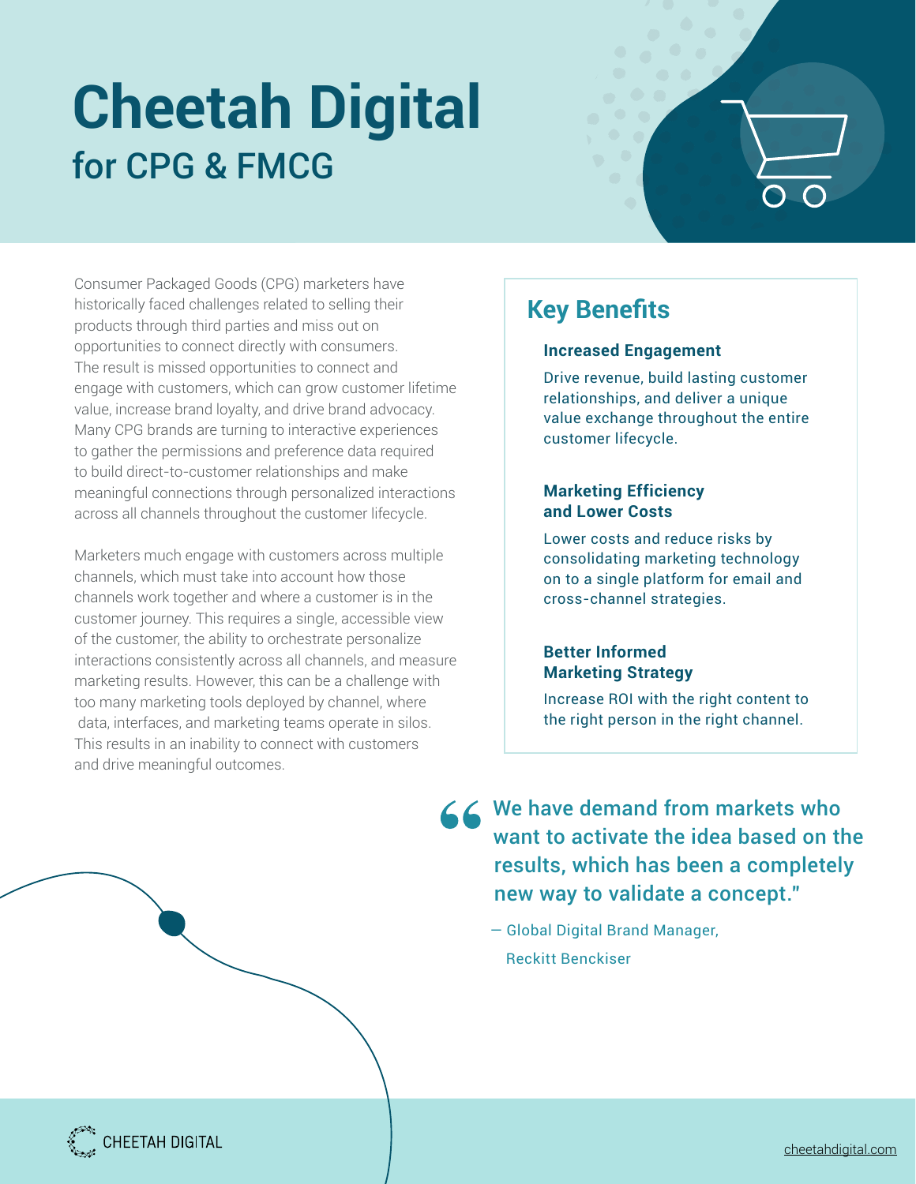# Cheetah Digital

## for CPG & FMCG

Consumer Packaged Goods (CPG) marketers have historically faced challenges related to selling their products through third parties and miss out on opportunities to connect directly with consumers. The result is missed opportunities to connect and engage with customers, which can grow customer lifetime value, increase brand loyalty, and drive brand advocacy. Many CPG brands are turning to interactive experiences to gather the permissions and preference data required to build direct-to-customer relationships and make meaningful connections through personalized interactions across all channels throughout the customer lifecycle.

Marketers much engage with customers across multiple channels, which must take into account how those channels work together and where a customer is in the customer journey. This requires a single, accessible view of the customer, the ability to orchestrate personalize interactions consistently across all channels, and measure marketing results. However, this can be a challenge with too many marketing tools deployed by channel, where data, interfaces, and marketing teams operate in silos. This results in an inability to connect with customers and drive meaningful outcomes.

## Key Benefits

### Increased Engagement

Drive revenue, build lasting customer relationships, and deliver a unique value exchange throughout the entire customer lifecycle.

### Marketing Efficiency and Lower Costs

Lower costs and reduce risks by consolidating marketing technology on to a single platform for email and cross-channel strategies.

### Better Informed Marketing Strategy

Increase ROI with the right content to the right person in the right channel.

> “We have demand from markets who want to activate the idea based on the results, which has been a completely new way to validate a concept."
>
> — Global Digital Brand Manager, Reckitt Benckiser

CHEETAH DIGITAL

cheetahdigital.com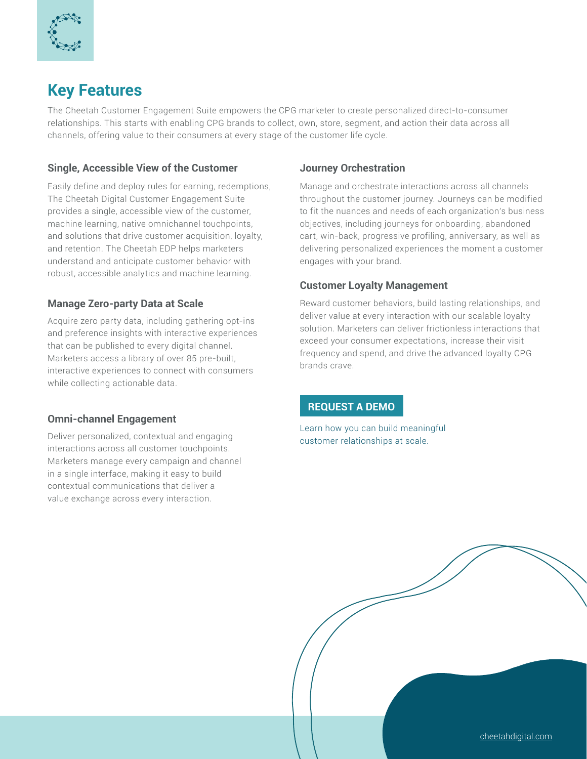## Key Features

The Cheetah Customer Engagement Suite empowers the CPG marketer to create personalized direct-to-consumer relationships. This starts with enabling CPG brands to collect, own, store, segment, and action their data across all channels, offering value to their consumers at every stage of the customer life cycle.

### Single, Accessible View of the Customer

Easily define and deploy rules for earning, redemptions, The Cheetah Digital Customer Engagement Suite provides a single, accessible view of the customer, machine learning, native omnichannel touchpoints, and solutions that drive customer acquisition, loyalty, and retention. The Cheetah EDP helps marketers understand and anticipate customer behavior with robust, accessible analytics and machine learning.

### Manage Zero-party Data at Scale

Acquire zero party data, including gathering opt-ins and preference insights with interactive experiences that can be published to every digital channel. Marketers access a library of over 85 pre-built, interactive experiences to connect with consumers while collecting actionable data.

### Omni-channel Engagement

Deliver personalized, contextual and engaging interactions across all customer touchpoints. Marketers manage every campaign and channel in a single interface, making it easy to build contextual communications that deliver a value exchange across every interaction.

### Journey Orchestration

Manage and orchestrate interactions across all channels throughout the customer journey. Journeys can be modified to fit the nuances and needs of each organization's business objectives, including journeys for onboarding, abandoned cart, win-back, progressive profiling, anniversary, as well as delivering personalized experiences the moment a customer engages with your brand.

### Customer Loyalty Management

Reward customer behaviors, build lasting relationships, and deliver value at every interaction with our scalable loyalty solution. Marketers can deliver frictionless interactions that exceed your consumer expectations, increase their visit frequency and spend, and drive the advanced loyalty CPG brands crave.

**REQUEST A DEMO**

Learn how you can build meaningful customer relationships at scale.

cheetahdigital.com